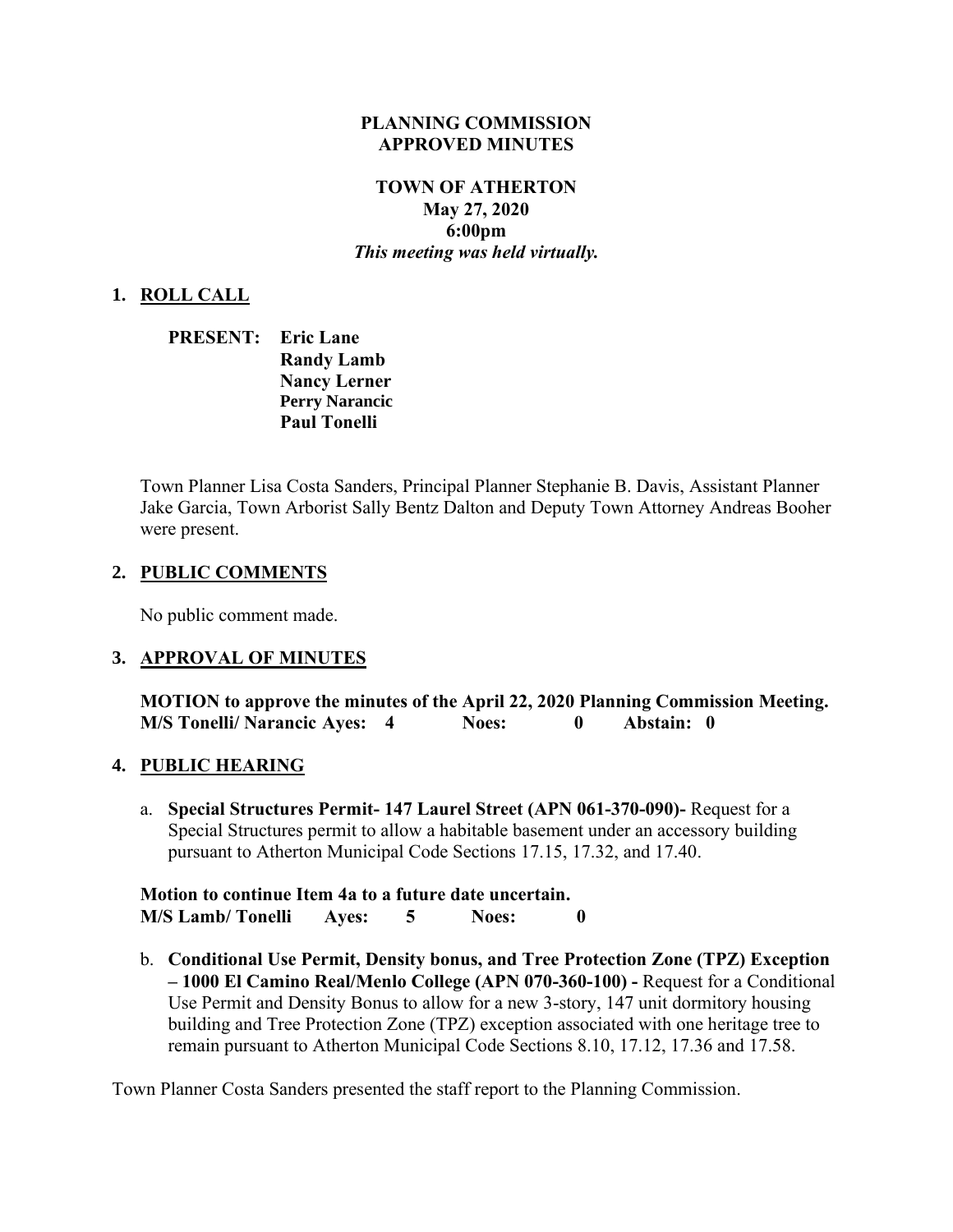**PLANNING COMMISSION**
**APPROVED MINUTES**

**TOWN OF ATHERTON**
**May 27, 2020**
**6:00pm**
***This meeting was held virtually.***

## 1. ROLL CALL

**PRESENT: Eric Lane**
**Randy Lamb**
**Nancy Lerner**
**Perry Narancic**
**Paul Tonelli**

Town Planner Lisa Costa Sanders, Principal Planner Stephanie B. Davis, Assistant Planner Jake Garcia, Town Arborist Sally Bentz Dalton and Deputy Town Attorney Andreas Booher were present.

## 2. PUBLIC COMMENTS

No public comment made.

## 3. APPROVAL OF MINUTES

**MOTION to approve the minutes of the April 22, 2020 Planning Commission Meeting.**
**M/S Tonelli/ Narancic Ayes: 4 Noes: 0 Abstain: 0**

## 4. PUBLIC HEARING

a. **Special Structures Permit- 147 Laurel Street (APN 061-370-090)-** Request for a Special Structures permit to allow a habitable basement under an accessory building pursuant to Atherton Municipal Code Sections 17.15, 17.32, and 17.40.

**Motion to continue Item 4a to a future date uncertain.**
**M/S Lamb/ Tonelli Ayes: 5 Noes: 0**

b. **Conditional Use Permit, Density bonus, and Tree Protection Zone (TPZ) Exception – 1000 El Camino Real/Menlo College (APN 070-360-100) -** Request for a Conditional Use Permit and Density Bonus to allow for a new 3-story, 147 unit dormitory housing building and Tree Protection Zone (TPZ) exception associated with one heritage tree to remain pursuant to Atherton Municipal Code Sections 8.10, 17.12, 17.36 and 17.58.

Town Planner Costa Sanders presented the staff report to the Planning Commission.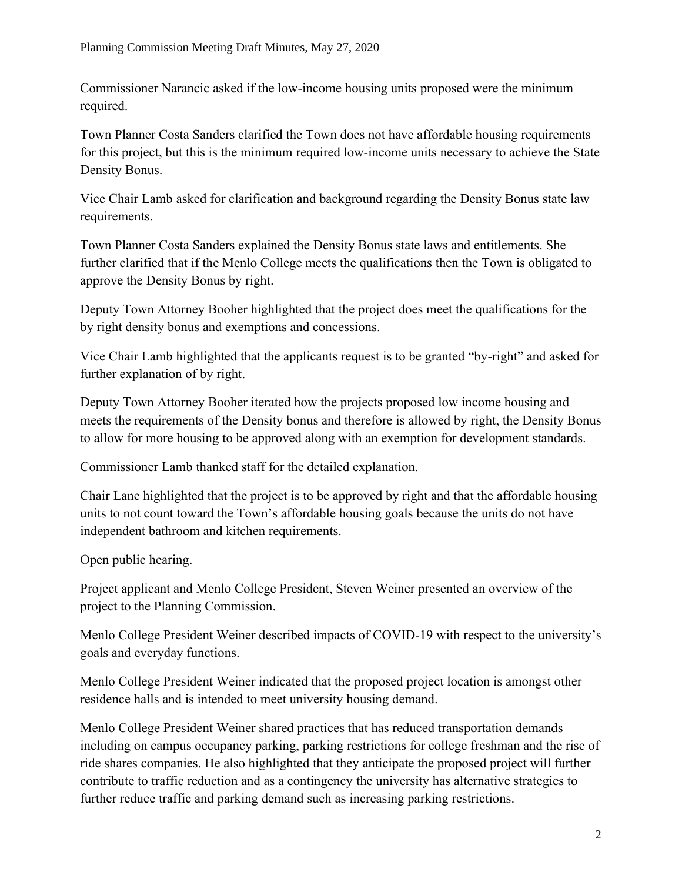Commissioner Narancic asked if the low-income housing units proposed were the minimum required.

Town Planner Costa Sanders clarified the Town does not have affordable housing requirements for this project, but this is the minimum required low-income units necessary to achieve the State Density Bonus.

Vice Chair Lamb asked for clarification and background regarding the Density Bonus state law requirements.

Town Planner Costa Sanders explained the Density Bonus state laws and entitlements. She further clarified that if the Menlo College meets the qualifications then the Town is obligated to approve the Density Bonus by right.

Deputy Town Attorney Booher highlighted that the project does meet the qualifications for the by right density bonus and exemptions and concessions.

Vice Chair Lamb highlighted that the applicants request is to be granted "by-right" and asked for further explanation of by right.

Deputy Town Attorney Booher iterated how the projects proposed low income housing and meets the requirements of the Density bonus and therefore is allowed by right, the Density Bonus to allow for more housing to be approved along with an exemption for development standards.

Commissioner Lamb thanked staff for the detailed explanation.

Chair Lane highlighted that the project is to be approved by right and that the affordable housing units to not count toward the Town's affordable housing goals because the units do not have independent bathroom and kitchen requirements.

Open public hearing.

Project applicant and Menlo College President, Steven Weiner presented an overview of the project to the Planning Commission.

Menlo College President Weiner described impacts of COVID-19 with respect to the university's goals and everyday functions.

Menlo College President Weiner indicated that the proposed project location is amongst other residence halls and is intended to meet university housing demand.

Menlo College President Weiner shared practices that has reduced transportation demands including on campus occupancy parking, parking restrictions for college freshman and the rise of ride shares companies. He also highlighted that they anticipate the proposed project will further contribute to traffic reduction and as a contingency the university has alternative strategies to further reduce traffic and parking demand such as increasing parking restrictions.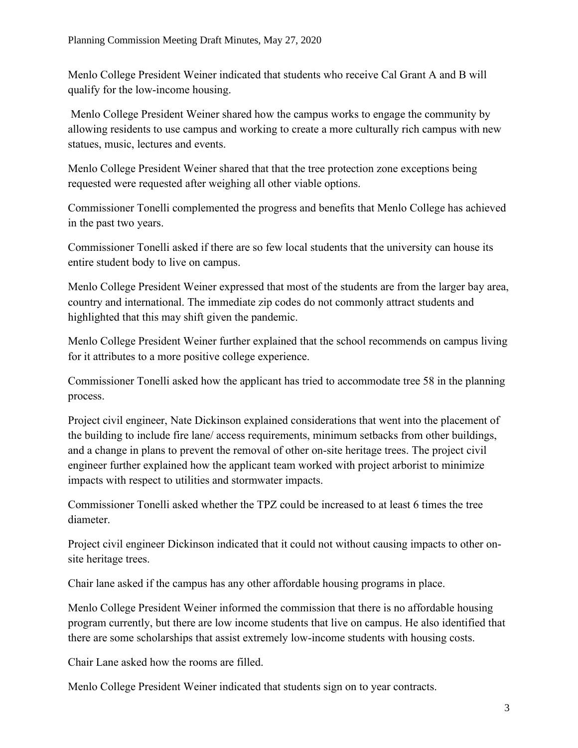Menlo College President Weiner indicated that students who receive Cal Grant A and B will qualify for the low-income housing.

Menlo College President Weiner shared how the campus works to engage the community by allowing residents to use campus and working to create a more culturally rich campus with new statues, music, lectures and events.

Menlo College President Weiner shared that that the tree protection zone exceptions being requested were requested after weighing all other viable options.

Commissioner Tonelli complemented the progress and benefits that Menlo College has achieved in the past two years.

Commissioner Tonelli asked if there are so few local students that the university can house its entire student body to live on campus.

Menlo College President Weiner expressed that most of the students are from the larger bay area, country and international. The immediate zip codes do not commonly attract students and highlighted that this may shift given the pandemic.

Menlo College President Weiner further explained that the school recommends on campus living for it attributes to a more positive college experience.

Commissioner Tonelli asked how the applicant has tried to accommodate tree 58 in the planning process.

Project civil engineer, Nate Dickinson explained considerations that went into the placement of the building to include fire lane/ access requirements, minimum setbacks from other buildings, and a change in plans to prevent the removal of other on-site heritage trees. The project civil engineer further explained how the applicant team worked with project arborist to minimize impacts with respect to utilities and stormwater impacts.

Commissioner Tonelli asked whether the TPZ could be increased to at least 6 times the tree diameter.

Project civil engineer Dickinson indicated that it could not without causing impacts to other on-site heritage trees.

Chair lane asked if the campus has any other affordable housing programs in place.

Menlo College President Weiner informed the commission that there is no affordable housing program currently, but there are low income students that live on campus. He also identified that there are some scholarships that assist extremely low-income students with housing costs.

Chair Lane asked how the rooms are filled.

Menlo College President Weiner indicated that students sign on to year contracts.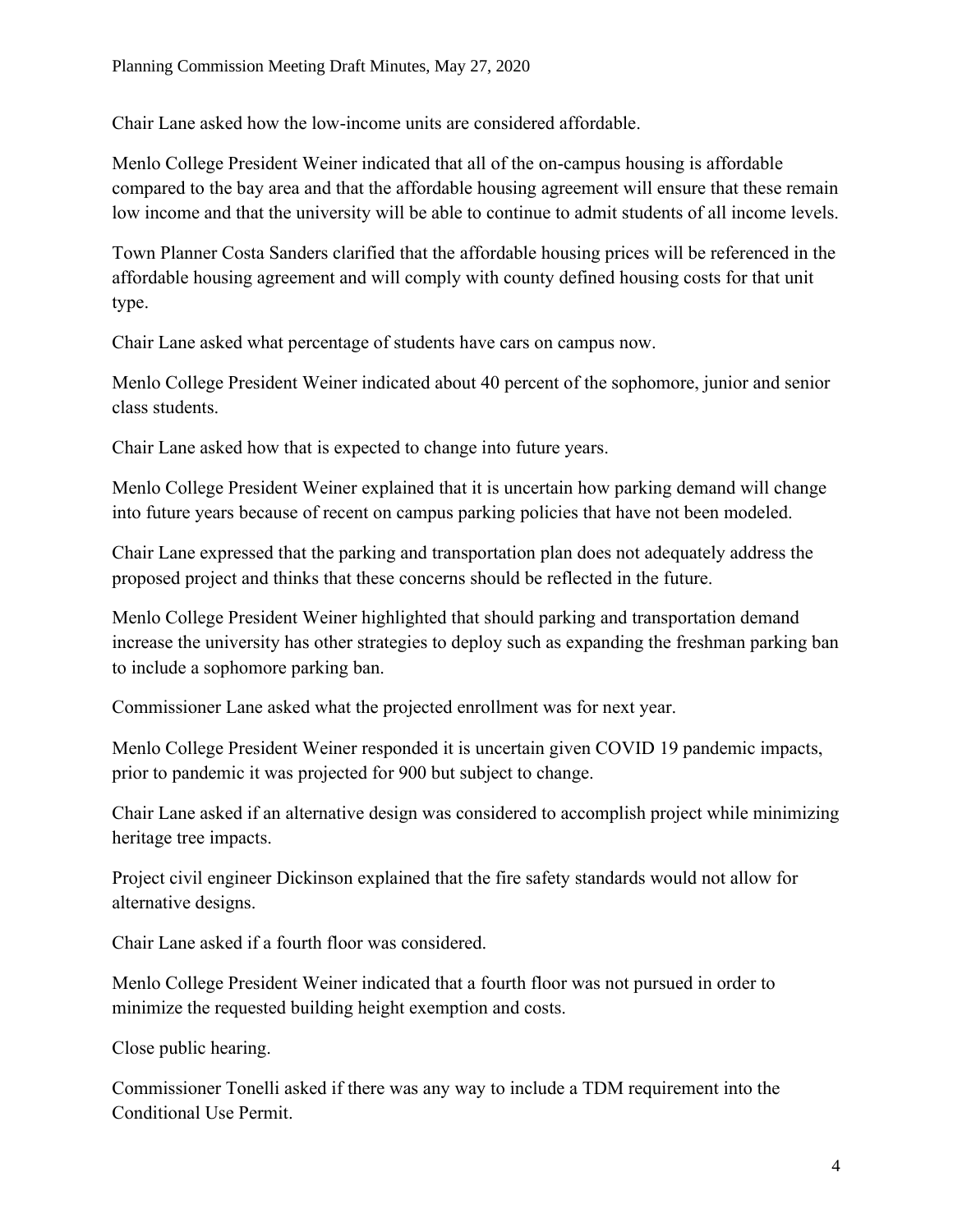Chair Lane asked how the low-income units are considered affordable.

Menlo College President Weiner indicated that all of the on-campus housing is affordable compared to the bay area and that the affordable housing agreement will ensure that these remain low income and that the university will be able to continue to admit students of all income levels.

Town Planner Costa Sanders clarified that the affordable housing prices will be referenced in the affordable housing agreement and will comply with county defined housing costs for that unit type.

Chair Lane asked what percentage of students have cars on campus now.

Menlo College President Weiner indicated about 40 percent of the sophomore, junior and senior class students.

Chair Lane asked how that is expected to change into future years.

Menlo College President Weiner explained that it is uncertain how parking demand will change into future years because of recent on campus parking policies that have not been modeled.

Chair Lane expressed that the parking and transportation plan does not adequately address the proposed project and thinks that these concerns should be reflected in the future.

Menlo College President Weiner highlighted that should parking and transportation demand increase the university has other strategies to deploy such as expanding the freshman parking ban to include a sophomore parking ban.

Commissioner Lane asked what the projected enrollment was for next year.

Menlo College President Weiner responded it is uncertain given COVID 19 pandemic impacts, prior to pandemic it was projected for 900 but subject to change.

Chair Lane asked if an alternative design was considered to accomplish project while minimizing heritage tree impacts.

Project civil engineer Dickinson explained that the fire safety standards would not allow for alternative designs.

Chair Lane asked if a fourth floor was considered.

Menlo College President Weiner indicated that a fourth floor was not pursued in order to minimize the requested building height exemption and costs.

Close public hearing.

Commissioner Tonelli asked if there was any way to include a TDM requirement into the Conditional Use Permit.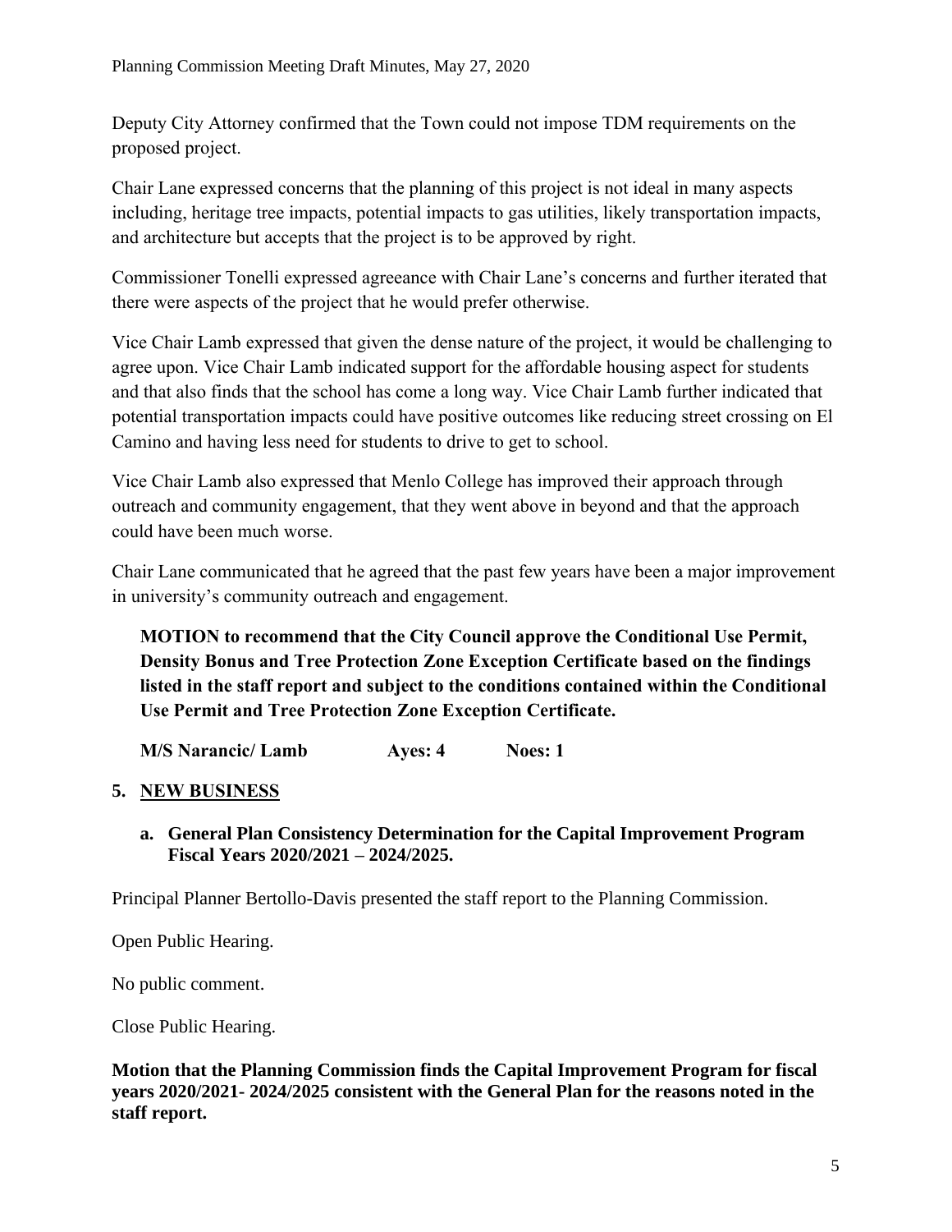Deputy City Attorney confirmed that the Town could not impose TDM requirements on the proposed project.

Chair Lane expressed concerns that the planning of this project is not ideal in many aspects including, heritage tree impacts, potential impacts to gas utilities, likely transportation impacts, and architecture but accepts that the project is to be approved by right.

Commissioner Tonelli expressed agreeance with Chair Lane's concerns and further iterated that there were aspects of the project that he would prefer otherwise.

Vice Chair Lamb expressed that given the dense nature of the project, it would be challenging to agree upon. Vice Chair Lamb indicated support for the affordable housing aspect for students and that also finds that the school has come a long way. Vice Chair Lamb further indicated that potential transportation impacts could have positive outcomes like reducing street crossing on El Camino and having less need for students to drive to get to school.

Vice Chair Lamb also expressed that Menlo College has improved their approach through outreach and community engagement, that they went above in beyond and that the approach could have been much worse.

Chair Lane communicated that he agreed that the past few years have been a major improvement in university's community outreach and engagement.

**MOTION to recommend that the City Council approve the Conditional Use Permit, Density Bonus and Tree Protection Zone Exception Certificate based on the findings listed in the staff report and subject to the conditions contained within the Conditional Use Permit and Tree Protection Zone Exception Certificate.**

**M/S Narancic/ Lamb Ayes: 4 Noes: 1**

## 5. NEW BUSINESS

### a. General Plan Consistency Determination for the Capital Improvement Program Fiscal Years 2020/2021 – 2024/2025.

Principal Planner Bertollo-Davis presented the staff report to the Planning Commission.

Open Public Hearing.

No public comment.

Close Public Hearing.

**Motion that the Planning Commission finds the Capital Improvement Program for fiscal years 2020/2021- 2024/2025 consistent with the General Plan for the reasons noted in the staff report.**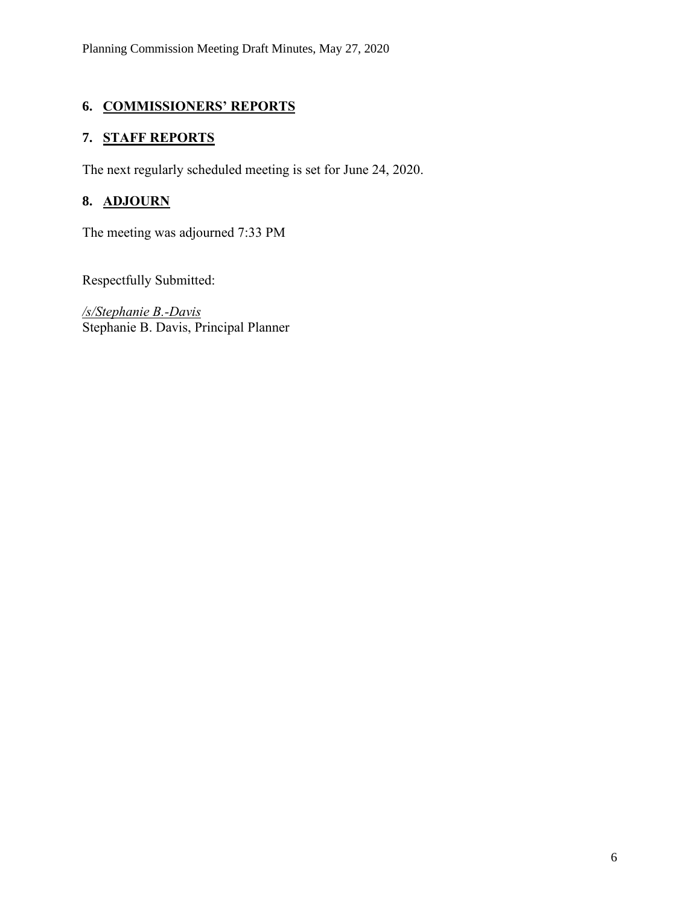## 6. COMMISSIONERS' REPORTS

## 7. STAFF REPORTS

The next regularly scheduled meeting is set for June 24, 2020.

## 8. ADJOURN

The meeting was adjourned 7:33 PM

Respectfully Submitted:

*/s/Stephanie B.-Davis*
Stephanie B. Davis, Principal Planner